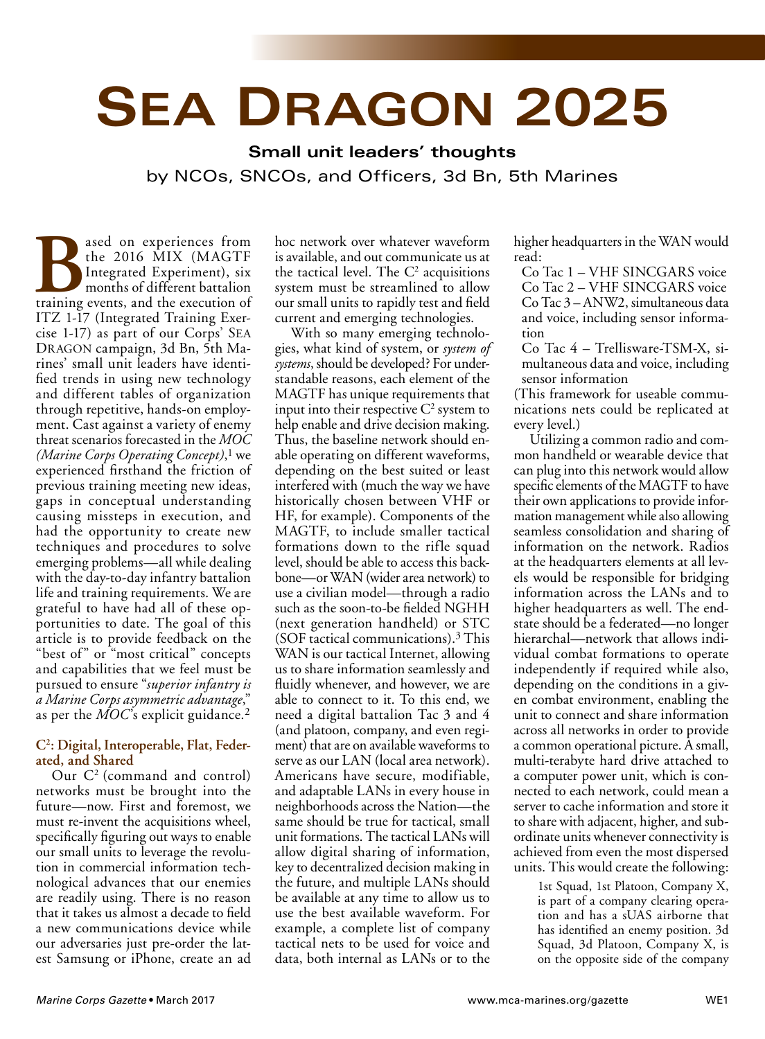# Sea Dragon 2025

**Small unit leaders' thoughts**

by NCOs, SNCOs, and Officers, 3d Bn, 5th Marines

Based on experiences from the 2016 MIX (MAGTF Integrated Experiment), six months of different battalion training events, and the execution of ITZ 1-17 (Integrated Training Exercise 1-17) as part of our Corps' Sea Dragon campaign, 3d Bn, 5th Marines' small unit leaders have identified trends in using new technology and different tables of organization through repetitive, hands-on employment. Cast against a variety of enemy threat scenarios forecasted in the *MOC (Marine Corps Operating Concept)*,[1] we experienced firsthand the friction of previous training meeting new ideas, gaps in conceptual understanding causing missteps in execution, and had the opportunity to create new techniques and procedures to solve emerging problems—all while dealing with the day-to-day infantry battalion life and training requirements. We are grateful to have had all of these opportunities to date. The goal of this article is to provide feedback on the "best of" or "most critical" concepts and capabilities that we feel must be pursued to ensure "*superior infantry is a Marine Corps asymmetric advantage*," as per the *MOC*'s explicit guidance.[2]

### $C^2$: Digital, Interoperable, Flat, Federated, and Shared

Our $C^2$ (command and control) networks must be brought into the future—now. First and foremost, we must re-invent the acquisitions wheel, specifically figuring out ways to enable our small units to leverage the revolution in commercial information technological advances that our enemies are readily using. There is no reason that it takes us almost a decade to field a new communications device while our adversaries just pre-order the latest Samsung or iPhone, create an ad hoc network over whatever waveform is available, and out communicate us at the tactical level. The $C^2$ acquisitions system must be streamlined to allow our small units to rapidly test and field current and emerging technologies.

With so many emerging technologies, what kind of system, or *system of systems*, should be developed? For understandable reasons, each element of the MAGTF has unique requirements that input into their respective $C^2$ system to help enable and drive decision making. Thus, the baseline network should enable operating on different waveforms, depending on the best suited or least interfered with (much the way we have historically chosen between VHF or HF, for example). Components of the MAGTF, to include smaller tactical formations down to the rifle squad level, should be able to access this backbone—or WAN (wider area network) to use a civilian model—through a radio such as the soon-to-be fielded NGHH (next generation handheld) or STC (SOF tactical communications).[3] This WAN is our tactical Internet, allowing us to share information seamlessly and fluidly whenever, and however, we are able to connect to it. To this end, we need a digital battalion Tac 3 and 4 (and platoon, company, and even regiment) that are on available waveforms to serve as our LAN (local area network). Americans have secure, modifiable, and adaptable LANs in every house in neighborhoods across the Nation—the same should be true for tactical, small unit formations. The tactical LANs will allow digital sharing of information, key to decentralized decision making in the future, and multiple LANs should be available at any time to allow us to use the best available waveform. For example, a complete list of company tactical nets to be used for voice and data, both internal as LANs or to the higher headquarters in the WAN would read:

- Co Tac 1 – VHF SINCGARS voice
- Co Tac 2 – VHF SINCGARS voice
- Co Tac 3 – ANW2, simultaneous data and voice, including sensor information
- Co Tac 4 – Trellisware-TSM-X, simultaneous data and voice, including sensor information

(This framework for useable communications nets could be replicated at every level.)

Utilizing a common radio and common handheld or wearable device that can plug into this network would allow specific elements of the MAGTF to have their own applications to provide information management while also allowing seamless consolidation and sharing of information on the network. Radios at the headquarters elements at all levels would be responsible for bridging information across the LANs and to higher headquarters as well. The end-state should be a federated—no longer hierarchal—network that allows individual combat formations to operate independently if required while also, depending on the conditions in a given combat environment, enabling the unit to connect and share information across all networks in order to provide a common operational picture. A small, multi-terabyte hard drive attached to a computer power unit, which is connected to each network, could mean a server to cache information and store it to share with adjacent, higher, and subordinate units whenever connectivity is achieved from even the most dispersed units. This would create the following:

> 1st Squad, 1st Platoon, Company X, is part of a company clearing operation and has a sUAS airborne that has identified an enemy position. 3d Squad, 3d Platoon, Company X, is on the opposite side of the company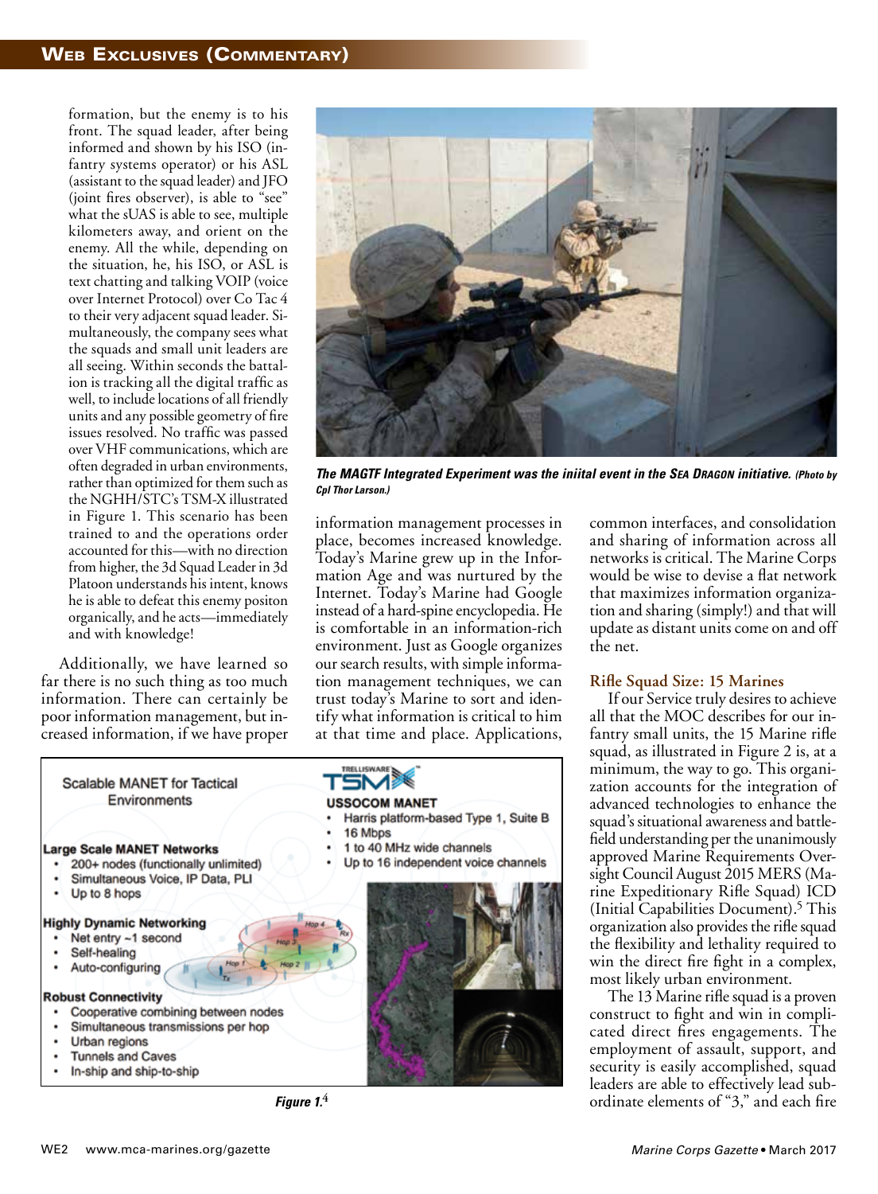formation, but the enemy is to his front. The squad leader, after being informed and shown by his ISO (infantry systems operator) or his ASL (assistant to the squad leader) and JFO (joint fires observer), is able to "see" what the sUAS is able to see, multiple kilometers away, and orient on the enemy. All the while, depending on the situation, he, his ISO, or ASL is text chatting and talking VOIP (voice over Internet Protocol) over Co Tac 4 to their very adjacent squad leader. Simultaneously, the company sees what the squads and small unit leaders are all seeing. Within seconds the battalion is tracking all the digital traffic as well, to include locations of all friendly units and any possible geometry of fire issues resolved. No traffic was passed over VHF communications, which are often degraded in urban environments, rather than optimized for them such as the NGHH/STC's TSM-X illustrated in Figure 1. This scenario has been trained to and the operations order accounted for this—with no direction from higher, the 3d Squad Leader in 3d Platoon understands his intent, knows he is able to defeat this enemy positon organically, and he acts—immediately and with knowledge!

Additionally, we have learned so far there is no such thing as too much information. There can certainly be poor information management, but increased information, if we have proper information management processes in place, becomes increased knowledge. Today's Marine grew up in the Information Age and was nurtured by the Internet. Today's Marine had Google instead of a hard-spine encyclopedia. He is comfortable in an information-rich environment. Just as Google organizes our search results, with simple information management techniques, we can trust today's Marine to sort and identify what information is critical to him at that time and place. Applications, common interfaces, and consolidation and sharing of information across all networks is critical. The Marine Corps would be wise to devise a flat network that maximizes information organization and sharing (simply!) and that will update as distant units come on and off the net.

***The MAGTF Integrated Experiment was the iniital event in the SEA DRAGON initiative.*** ***(Photo by Cpl Thor Larson.)***

Scalable MANET for Tactical Environments

**Large Scale MANET Networks**
- 200+ nodes (functionally unlimited)
- Simultaneous Voice, IP Data, PLI
- Up to 8 hops

**Highly Dynamic Networking**
- Net entry ~1 second
- Self-healing
- Auto-configuring

**Robust Connectivity**
- Cooperative combining between nodes
- Simultaneous transmissions per hop
- Urban regions
- Tunnels and Caves
- In-ship and ship-to-ship

TRELLISWARE TSM

**USSOCOM MANET**
- Harris platform-based Type 1, Suite B
- 16 Mbps
- 1 to 40 MHz wide channels
- Up to 16 independent voice channels

***Figure 1.***[4]

## Rifle Squad Size: 15 Marines

If our Service truly desires to achieve all that the MOC describes for our infantry small units, the 15 Marine rifle squad, as illustrated in Figure 2 is, at a minimum, the way to go. This organization accounts for the integration of advanced technologies to enhance the squad's situational awareness and battlefield understanding per the unanimously approved Marine Requirements Oversight Council August 2015 MERS (Marine Expeditionary Rifle Squad) ICD (Initial Capabilities Document).[5] This organization also provides the rifle squad the flexibility and lethality required to win the direct fire fight in a complex, most likely urban environment.

The 13 Marine rifle squad is a proven construct to fight and win in complicated direct fires engagements. The employment of assault, support, and security is easily accomplished, squad leaders are able to effectively lead subordinate elements of "3," and each fire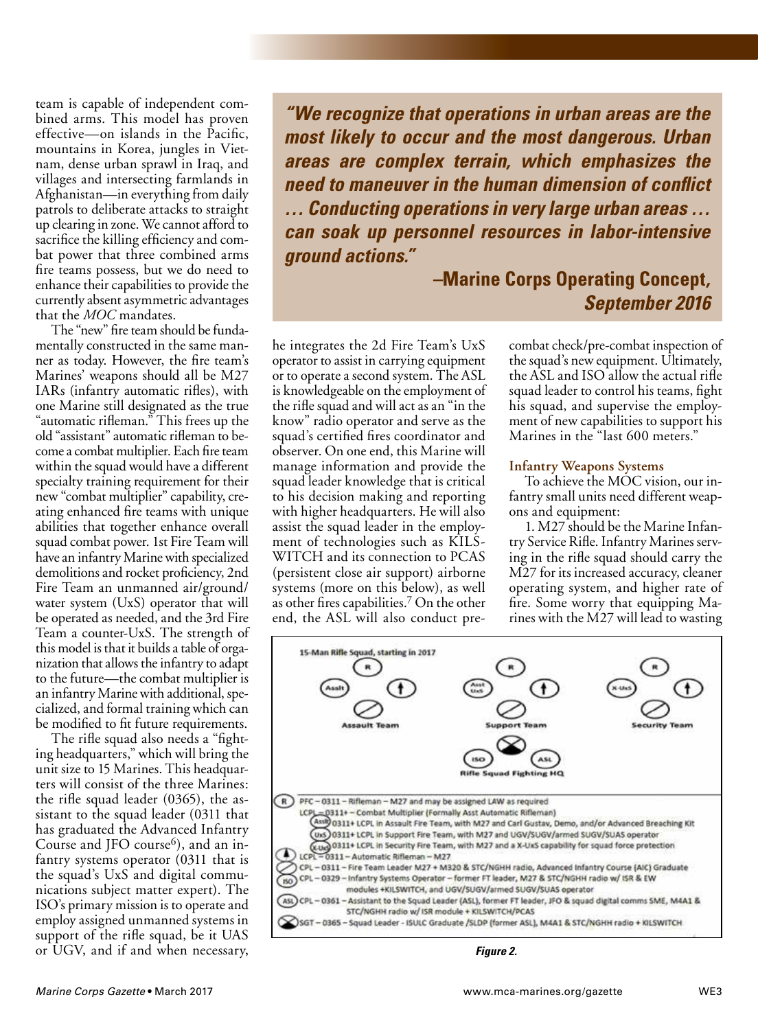team is capable of independent combined arms. This model has proven effective—on islands in the Pacific, mountains in Korea, jungles in Vietnam, dense urban sprawl in Iraq, and villages and intersecting farmlands in Afghanistan—in everything from daily patrols to deliberate attacks to straight up clearing in zone. We cannot afford to sacrifice the killing efficiency and combat power that three combined arms fire teams possess, but we do need to enhance their capabilities to provide the currently absent asymmetric advantages that the *MOC* mandates.

The "new" fire team should be fundamentally constructed in the same manner as today. However, the fire team's Marines' weapons should all be M27 IARs (infantry automatic rifles), with one Marine still designated as the true "automatic rifleman." This frees up the old "assistant" automatic rifleman to become a combat multiplier. Each fire team within the squad would have a different specialty training requirement for their new "combat multiplier" capability, creating enhanced fire teams with unique abilities that together enhance overall squad combat power. 1st Fire Team will have an infantry Marine with specialized demolitions and rocket proficiency, 2nd Fire Team an unmanned air/ground/water system (UxS) operator that will be operated as needed, and the 3rd Fire Team a counter-UxS. The strength of this model is that it builds a table of organization that allows the infantry to adapt to the future—the combat multiplier is an infantry Marine with additional, specialized, and formal training which can be modified to fit future requirements.

The rifle squad also needs a "fighting headquarters," which will bring the unit size to 15 Marines. This headquarters will consist of the three Marines: the rifle squad leader (0365), the assistant to the squad leader (0311 that has graduated the Advanced Infantry Course and JFO course[6]), and an infantry systems operator (0311 that is the squad's UxS and digital communications subject matter expert). The ISO's primary mission is to operate and employ assigned unmanned systems in support of the rifle squad, be it UAS or UGV, and if and when necessary, he integrates the 2d Fire Team's UxS operator to assist in carrying equipment or to operate a second system. The ASL is knowledgeable on the employment of the rifle squad and will act as an "in the know" radio operator and serve as the squad's certified fires coordinator and observer. On one end, this Marine will manage information and provide the squad leader knowledge that is critical to his decision making and reporting with higher headquarters. He will also assist the squad leader in the employment of technologies such as KILSWITCH and its connection to PCAS (persistent close air support) airborne systems (more on this below), as well as other fires capabilities.[7] On the other end, the ASL will also conduct pre-combat check/pre-combat inspection of the squad's new equipment. Ultimately, the ASL and ISO allow the actual rifle squad leader to control his teams, fight his squad, and supervise the employment of new capabilities to support his Marines in the "last 600 meters."

> ***"We recognize that operations in urban areas are the most likely to occur and the most dangerous. Urban areas are complex terrain, which emphasizes the need to maneuver in the human dimension of conflict … Conducting operations in very large urban areas … can soak up personnel resources in labor-intensive ground actions."***
>
> **—Marine Corps Operating Concept, September 2016**

### Infantry Weapons Systems

To achieve the MOC vision, our infantry small units need different weapons and equipment:

1. M27 should be the Marine Infantry Service Rifle. Infantry Marines serving in the rifle squad should carry the M27 for its increased accuracy, cleaner operating system, and higher rate of fire. Some worry that equipping Marines with the M27 will lead to wasting

**15-Man Rifle Squad, starting in 2017**

Assault Team | Support Team | Security Team

Rifle Squad Fighting HQ (ISO, ASL)

- (R) PFC – 0311 – Rifleman – M27 and may be assigned LAW as required
- LCPL – 0311+ – Combat Multiplier (Formally Asst Automatic Rifleman)
  - (Asslt) 0311+ LCPL in Assault Fire Team, with M27 and Carl Gustav, Demo, and/or Advanced Breaching Kit
  - (UxS) 0311+ LCPL in Support Fire Team, with M27 and UGV/SUGV/armed SUGV/SUAS operator
  - (X-UxS) 0311+ LCPL in Security Fire Team, with M27 and a X-UxS capability for squad force protection
- LCPL – 0311 – Automatic Rifleman – M27
- CPL – 0311 – Fire Team Leader M27 + M320 & STC/NGHH radio, Advanced Infantry Course (AIC) Graduate
- (ISO) CPL – 0329 – Infantry Systems Operator – former FT leader, M27 & STC/NGHH radio w/ ISR & EW modules +KILSWITCH, and UGV/SUGV/armed SUGV/SUAS operator
- (ASL) CPL – 0361 – Assistant to the Squad Leader (ASL), former FT leader, JFO & squad digital comms SME, M4A1 & STC/NGHH radio w/ ISR module + KILSWITCH/PCAS
- SGT – 0365 – Squad Leader - ISULC Graduate /SLDP (former ASL), M4A1 & STC/NGHH radio + KILSWITCH

*Figure 2.*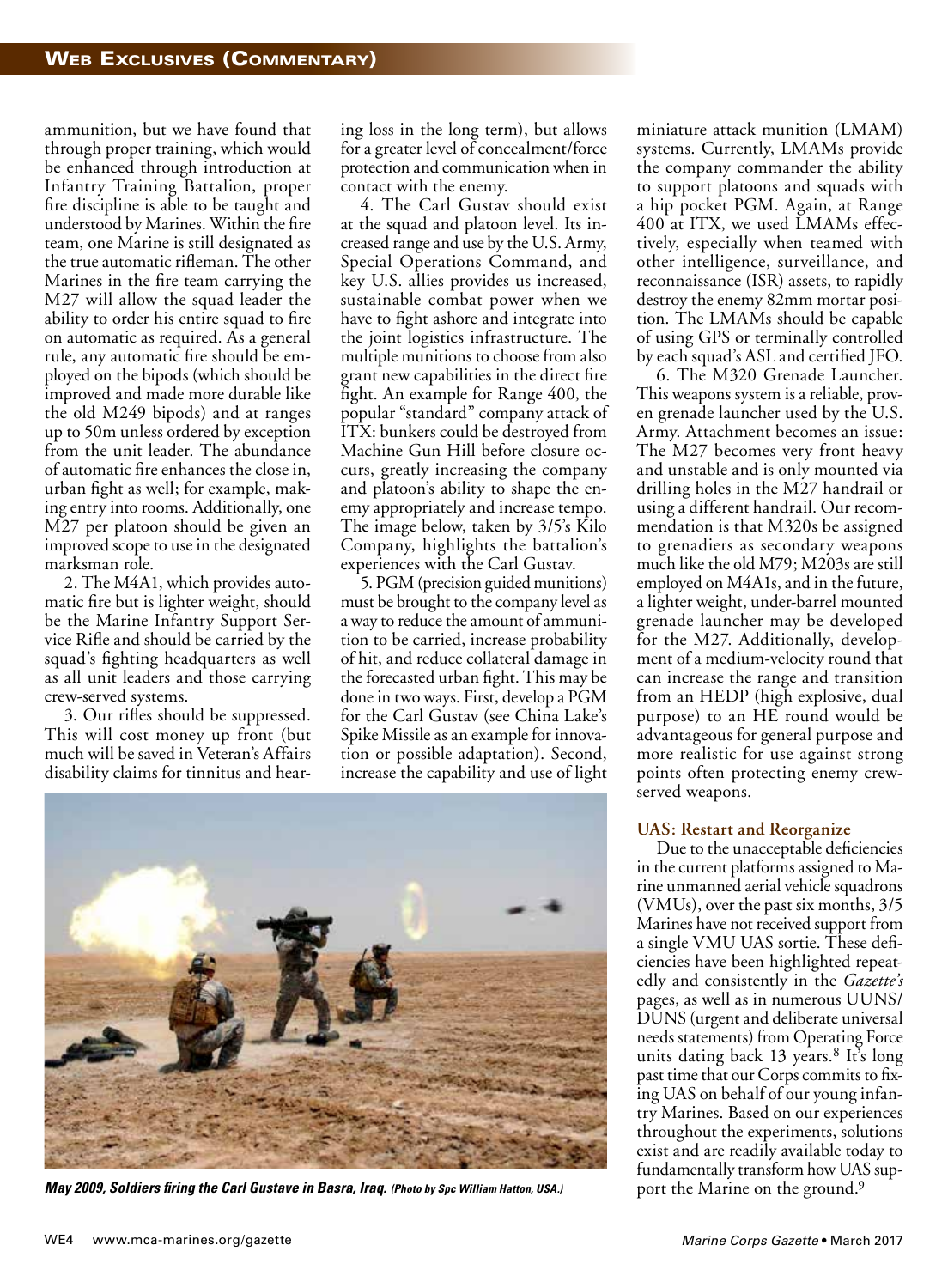ammunition, but we have found that through proper training, which would be enhanced through introduction at Infantry Training Battalion, proper fire discipline is able to be taught and understood by Marines. Within the fire team, one Marine is still designated as the true automatic rifleman. The other Marines in the fire team carrying the M27 will allow the squad leader the ability to order his entire squad to fire on automatic as required. As a general rule, any automatic fire should be employed on the bipods (which should be improved and made more durable like the old M249 bipods) and at ranges up to 50m unless ordered by exception from the unit leader. The abundance of automatic fire enhances the close in, urban fight as well; for example, making entry into rooms. Additionally, one M27 per platoon should be given an improved scope to use in the designated marksman role.

2. The M4A1, which provides automatic fire but is lighter weight, should be the Marine Infantry Support Service Rifle and should be carried by the squad's fighting headquarters as well as all unit leaders and those carrying crew-served systems.

3. Our rifles should be suppressed. This will cost money up front (but much will be saved in Veteran's Affairs disability claims for tinnitus and hearing loss in the long term), but allows for a greater level of concealment/force protection and communication when in contact with the enemy.

4. The Carl Gustav should exist at the squad and platoon level. Its increased range and use by the U.S. Army, Special Operations Command, and key U.S. allies provides us increased, sustainable combat power when we have to fight ashore and integrate into the joint logistics infrastructure. The multiple munitions to choose from also grant new capabilities in the direct fire fight. An example for Range 400, the popular "standard" company attack of ITX: bunkers could be destroyed from Machine Gun Hill before closure occurs, greatly increasing the company and platoon's ability to shape the enemy appropriately and increase tempo. The image below, taken by 3/5's Kilo Company, highlights the battalion's experiences with the Carl Gustav.

5. PGM (precision guided munitions) must be brought to the company level as a way to reduce the amount of ammunition to be carried, increase probability of hit, and reduce collateral damage in the forecasted urban fight. This may be done in two ways. First, develop a PGM for the Carl Gustav (see China Lake's Spike Missile as an example for innovation or possible adaptation). Second, increase the capability and use of light miniature attack munition (LMAM) systems. Currently, LMAMs provide the company commander the ability to support platoons and squads with a hip pocket PGM. Again, at Range 400 at ITX, we used LMAMs effectively, especially when teamed with other intelligence, surveillance, and reconnaissance (ISR) assets, to rapidly destroy the enemy 82mm mortar position. The LMAMs should be capable of using GPS or terminally controlled by each squad's ASL and certified JFO.

6. The M320 Grenade Launcher. This weapons system is a reliable, proven grenade launcher used by the U.S. Army. Attachment becomes an issue: The M27 becomes very front heavy and unstable and is only mounted via drilling holes in the M27 handrail or using a different handrail. Our recommendation is that M320s be assigned to grenadiers as secondary weapons much like the old M79; M203s are still employed on M4A1s, and in the future, a lighter weight, under-barrel mounted grenade launcher may be developed for the M27. Additionally, development of a medium-velocity round that can increase the range and transition from an HEDP (high explosive, dual purpose) to an HE round would be advantageous for general purpose and more realistic for use against strong points often protecting enemy crew-served weapons.

***May 2009, Soldiers firing the Carl Gustave in Basra, Iraq.*** *(Photo by Spc William Hatton, USA.)*

### UAS: Restart and Reorganize

Due to the unacceptable deficiencies in the current platforms assigned to Marine unmanned aerial vehicle squadrons (VMUs), over the past six months, 3/5 Marines have not received support from a single VMU UAS sortie. These deficiencies have been highlighted repeatedly and consistently in the *Gazette's* pages, as well as in numerous UUNS/DUNS (urgent and deliberate universal needs statements) from Operating Force units dating back 13 years.[8] It's long past time that our Corps commits to fixing UAS on behalf of our young infantry Marines. Based on our experiences throughout the experiments, solutions exist and are readily available today to fundamentally transform how UAS support the Marine on the ground.[9]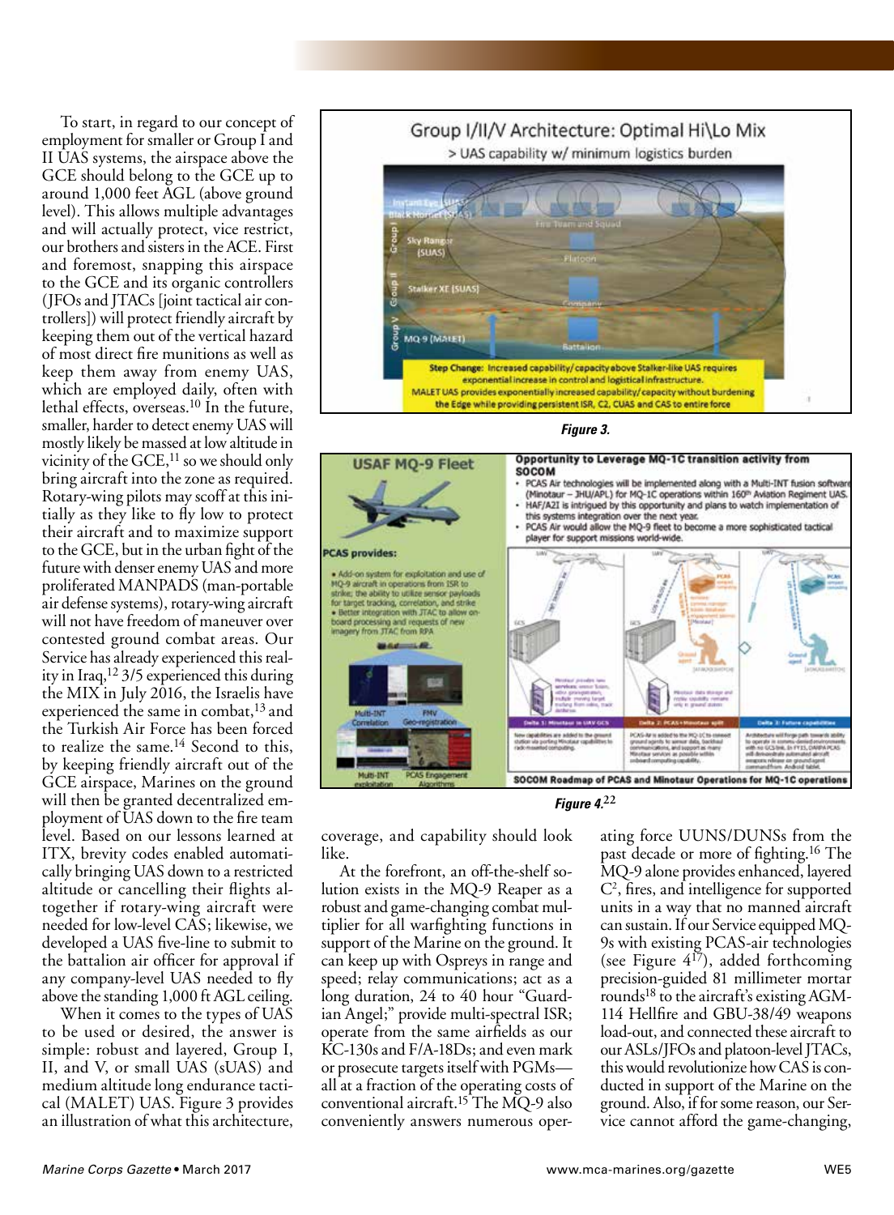To start, in regard to our concept of employment for smaller or Group I and II UAS systems, the airspace above the GCE should belong to the GCE up to around 1,000 feet AGL (above ground level). This allows multiple advantages and will actually protect, vice restrict, our brothers and sisters in the ACE. First and foremost, snapping this airspace to the GCE and its organic controllers (JFOs and JTACs [joint tactical air controllers]) will protect friendly aircraft by keeping them out of the vertical hazard of most direct fire munitions as well as keep them away from enemy UAS, which are employed daily, often with lethal effects, overseas.[10] In the future, smaller, harder to detect enemy UAS will mostly likely be massed at low altitude in vicinity of the GCE,[11] so we should only bring aircraft into the zone as required. Rotary-wing pilots may scoff at this initially as they like to fly low to protect their aircraft and to maximize support to the GCE, but in the urban fight of the future with denser enemy UAS and more proliferated MANPADS (man-portable air defense systems), rotary-wing aircraft will not have freedom of maneuver over contested ground combat areas. Our Service has already experienced this reality in Iraq,[12] 3/5 experienced this during the MIX in July 2016, the Israelis have experienced the same in combat,[13] and the Turkish Air Force has been forced to realize the same.[14] Second to this, by keeping friendly aircraft out of the GCE airspace, Marines on the ground will then be granted decentralized employment of UAS down to the fire team level. Based on our lessons learned at ITX, brevity codes enabled automatically bringing UAS down to a restricted altitude or cancelling their flights altogether if rotary-wing aircraft were needed for low-level CAS; likewise, we developed a UAS five-line to submit to the battalion air officer for approval if any company-level UAS needed to fly above the standing 1,000 ft AGL ceiling.

When it comes to the types of UAS to be used or desired, the answer is simple: robust and layered, Group I, II, and V, or small UAS (sUAS) and medium altitude long endurance tactical (MALET) UAS. Figure 3 provides an illustration of what this architecture, coverage, and capability should look like.

*Figure 3.*

*Figure 4.*[22]

At the forefront, an off-the-shelf solution exists in the MQ-9 Reaper as a robust and game-changing combat multiplier for all warfighting functions in support of the Marine on the ground. It can keep up with Ospreys in range and speed; relay communications; act as a long duration, 24 to 40 hour "Guardian Angel;" provide multi-spectral ISR; operate from the same airfields as our KC-130s and F/A-18Ds; and even mark or prosecute targets itself with PGMs—all at a fraction of the operating costs of conventional aircraft.[15] The MQ-9 also conveniently answers numerous operating force UUNS/DUNSs from the past decade or more of fighting.[16] The MQ-9 alone provides enhanced, layered $C^2$, fires, and intelligence for supported units in a way that no manned aircraft can sustain. If our Service equipped MQ-9s with existing PCAS-air technologies (see Figure 4[17]), added forthcoming precision-guided 81 millimeter mortar rounds[18] to the aircraft's existing AGM-114 Hellfire and GBU-38/49 weapons load-out, and connected these aircraft to our ASLs/JFOs and platoon-level JTACs, this would revolutionize how CAS is conducted in support of the Marine on the ground. Also, if for some reason, our Service cannot afford the game-changing,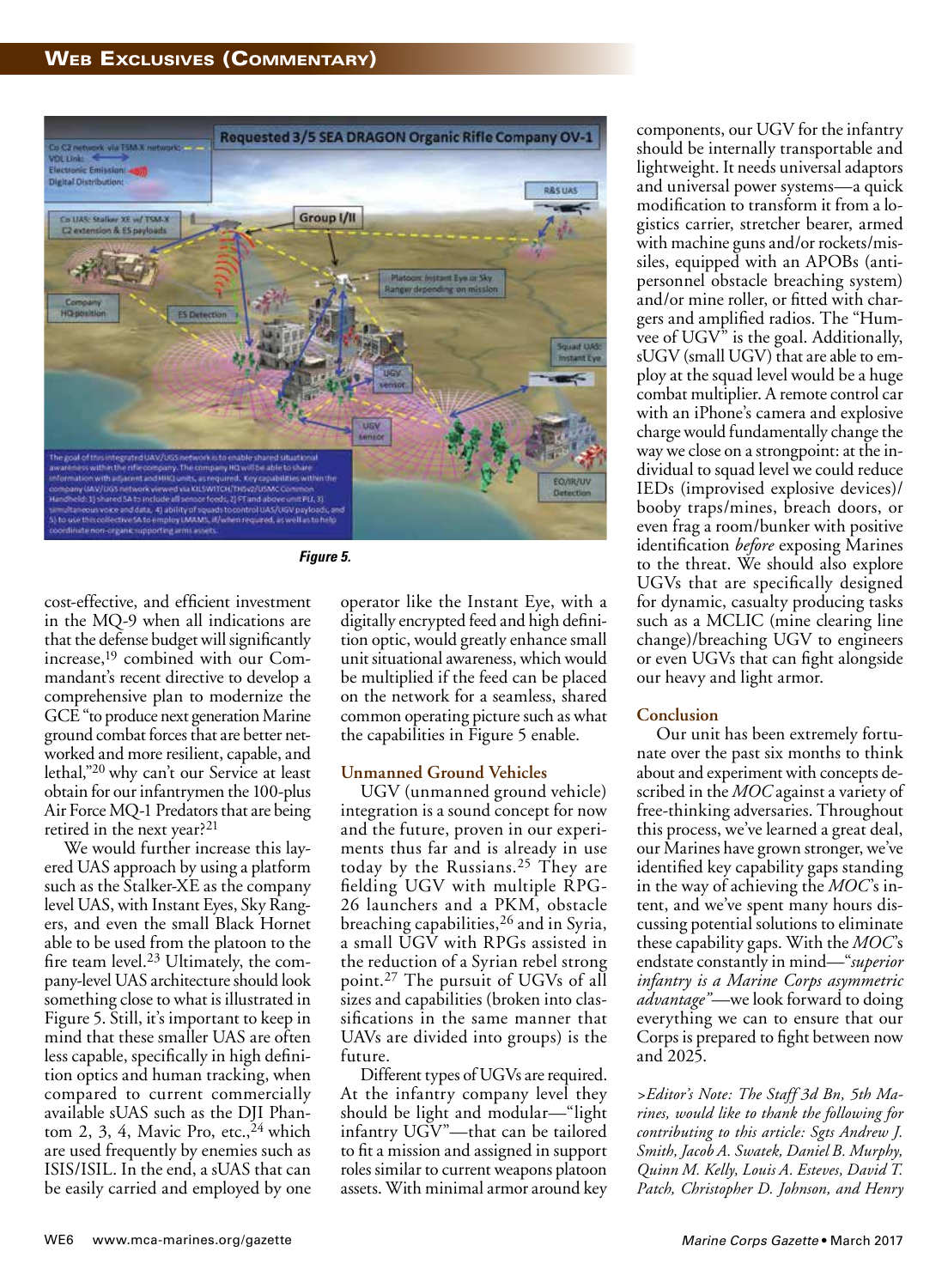Figure 5.

cost-effective, and efficient investment in the MQ-9 when all indications are that the defense budget will significantly increase,[19] combined with our Commandant's recent directive to develop a comprehensive plan to modernize the GCE "to produce next generation Marine ground combat forces that are better networked and more resilient, capable, and lethal,"[20] why can't our Service at least obtain for our infantrymen the 100-plus Air Force MQ-1 Predators that are being retired in the next year?[21]

We would further increase this layered UAS approach by using a platform such as the Stalker-XE as the company level UAS, with Instant Eyes, Sky Rangers, and even the small Black Hornet able to be used from the platoon to the fire team level.[23] Ultimately, the company-level UAS architecture should look something close to what is illustrated in Figure 5. Still, it's important to keep in mind that these smaller UAS are often less capable, specifically in high definition optics and human tracking, when compared to current commercially available sUAS such as the DJI Phantom 2, 3, 4, Mavic Pro, etc.,[24] which are used frequently by enemies such as ISIS/ISIL. In the end, a sUAS that can be easily carried and employed by one operator like the Instant Eye, with a digitally encrypted feed and high definition optic, would greatly enhance small unit situational awareness, which would be multiplied if the feed can be placed on the network for a seamless, shared common operating picture such as what the capabilities in Figure 5 enable.

### Unmanned Ground Vehicles

UGV (unmanned ground vehicle) integration is a sound concept for now and the future, proven in our experiments thus far and is already in use today by the Russians.[25] They are fielding UGV with multiple RPG-26 launchers and a PKM, obstacle breaching capabilities,[26] and in Syria, a small UGV with RPGs assisted in the reduction of a Syrian rebel strong point.[27] The pursuit of UGVs of all sizes and capabilities (broken into classifications in the same manner that UAVs are divided into groups) is the future.

Different types of UGVs are required. At the infantry company level they should be light and modular—"light infantry UGV"—that can be tailored to fit a mission and assigned in support roles similar to current weapons platoon assets. With minimal armor around key components, our UGV for the infantry should be internally transportable and lightweight. It needs universal adaptors and universal power systems—a quick modification to transform it from a logistics carrier, stretcher bearer, armed with machine guns and/or rockets/missiles, equipped with an APOBs (antipersonnel obstacle breaching system) and/or mine roller, or fitted with chargers and amplified radios. The "Humvee of UGV" is the goal. Additionally, sUGV (small UGV) that are able to employ at the squad level would be a huge combat multiplier. A remote control car with an iPhone's camera and explosive charge would fundamentally change the way we close on a strongpoint: at the individual to squad level we could reduce IEDs (improvised explosive devices)/booby traps/mines, breach doors, or even frag a room/bunker with positive identification *before* exposing Marines to the threat. We should also explore UGVs that are specifically designed for dynamic, casualty producing tasks such as a MCLIC (mine clearing line change)/breaching UGV to engineers or even UGVs that can fight alongside our heavy and light armor.

### Conclusion

Our unit has been extremely fortunate over the past six months to think about and experiment with concepts described in the *MOC* against a variety of free-thinking adversaries. Throughout this process, we've learned a great deal, our Marines have grown stronger, we've identified key capability gaps standing in the way of achieving the *MOC*'s intent, and we've spent many hours discussing potential solutions to eliminate these capability gaps. With the *MOC*'s endstate constantly in mind—"*superior infantry is a Marine Corps asymmetric advantage*"—we look forward to doing everything we can to ensure that our Corps is prepared to fight between now and 2025.

*>Editor's Note: The Staff 3d Bn, 5th Marines, would like to thank the following for contributing to this article: Sgts Andrew J. Smith, Jacob A. Swatek, Daniel B. Murphy, Quinn M. Kelly, Louis A. Esteves, David T. Patch, Christopher D. Johnson, and Henry*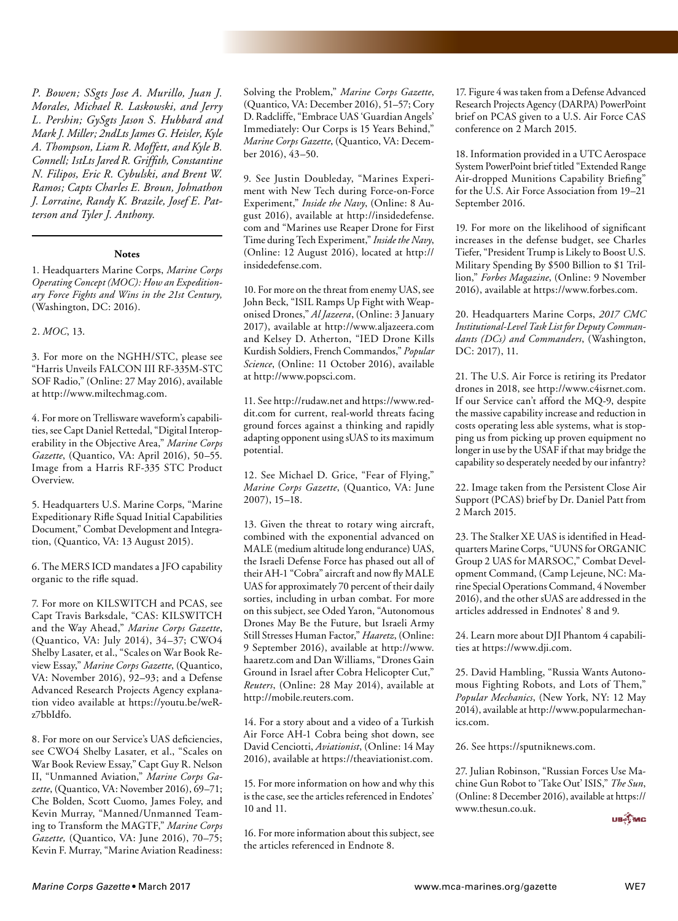*P. Bowen; SSgts Jose A. Murillo, Juan J. Morales, Michael R. Laskowski, and Jerry L. Pershin; GySgts Jason S. Hubbard and Mark J. Miller; 2ndLts James G. Heisler, Kyle A. Thompson, Liam R. Moffett, and Kyle B. Connell; 1stLts Jared R. Griffith, Constantine N. Filipos, Eric R. Cybulski, and Brent W. Ramos; Capts Charles E. Broun, Johnathon J. Lorraine, Randy K. Brazile, Josef E. Patterson and Tyler J. Anthony.*

**Notes**

1. Headquarters Marine Corps, *Marine Corps Operating Concept (MOC): How an Expeditionary Force Fights and Wins in the 21st Century,* (Washington, DC: 2016).

2. *MOC*, 13.

3. For more on the NGHH/STC, please see "Harris Unveils FALCON III RF-335M-STC SOF Radio," (Online: 27 May 2016), available at http://www.miltechmag.com.

4. For more on Trellisware waveform's capabilities, see Capt Daniel Rettedal, "Digital Interoperability in the Objective Area," *Marine Corps Gazette*, (Quantico, VA: April 2016), 50–55. Image from a Harris RF-335 STC Product Overview.

5. Headquarters U.S. Marine Corps, "Marine Expeditionary Rifle Squad Initial Capabilities Document," Combat Development and Integration, (Quantico, VA: 13 August 2015).

6. The MERS ICD mandates a JFO capability organic to the rifle squad.

7. For more on KILSWITCH and PCAS, see Capt Travis Barksdale, "CAS: KILSWITCH and the Way Ahead," *Marine Corps Gazette*, (Quantico, VA: July 2014), 34–37; CWO4 Shelby Lasater, et al., "Scales on War Book Review Essay," *Marine Corps Gazette*, (Quantico, VA: November 2016), 92–93; and a Defense Advanced Research Projects Agency explanation video available at https://youtu.be/weRz7bbIdfo.

8. For more on our Service's UAS deficiencies, see CWO4 Shelby Lasater, et al., "Scales on War Book Review Essay," Capt Guy R. Nelson II, "Unmanned Aviation," *Marine Corps Gazette*, (Quantico, VA: November 2016), 69–71; Che Bolden, Scott Cuomo, James Foley, and Kevin Murray, "Manned/Unmanned Teaming to Transform the MAGTF," *Marine Corps Gazette,* (Quantico, VA: June 2016), 70–75; Kevin F. Murray, "Marine Aviation Readiness: Solving the Problem," *Marine Corps Gazette*, (Quantico, VA: December 2016), 51–57; Cory D. Radcliffe, "Embrace UAS 'Guardian Angels' Immediately: Our Corps is 15 Years Behind," *Marine Corps Gazette*, (Quantico, VA: December 2016), 43–50.

9. See Justin Doubleday, "Marines Experiment with New Tech during Force-on-Force Experiment," *Inside the Navy*, (Online: 8 August 2016), available at http://insidedefense.com and "Marines use Reaper Drone for First Time during Tech Experiment," *Inside the Navy*, (Online: 12 August 2016), located at http://insidedefense.com.

10. For more on the threat from enemy UAS, see John Beck, "ISIL Ramps Up Fight with Weaponised Drones," *Al Jazeera*, (Online: 3 January 2017), available at http://www.aljazeera.com and Kelsey D. Atherton, "IED Drone Kills Kurdish Soldiers, French Commandos," *Popular Science*, (Online: 11 October 2016), available at http://www.popsci.com.

11. See http://rudaw.net and https://www.reddit.com for current, real-world threats facing ground forces against a thinking and rapidly adapting opponent using sUAS to its maximum potential.

12. See Michael D. Grice, "Fear of Flying," *Marine Corps Gazette*, (Quantico, VA: June 2007), 15–18.

13. Given the threat to rotary wing aircraft, combined with the exponential advanced on MALE (medium altitude long endurance) UAS, the Israeli Defense Force has phased out all of their AH-1 "Cobra" aircraft and now fly MALE UAS for approximately 70 percent of their daily sorties, including in urban combat. For more on this subject, see Oded Yaron, "Autonomous Drones May Be the Future, but Israeli Army Still Stresses Human Factor," *Haaretz*, (Online: 9 September 2016), available at http://www.haaretz.com and Dan Williams, "Drones Gain Ground in Israel after Cobra Helicopter Cut," *Reuters*, (Online: 28 May 2014), available at http://mobile.reuters.com.

14. For a story about and a video of a Turkish Air Force AH-1 Cobra being shot down, see David Cenciotti, *Aviationist*, (Online: 14 May 2016), available at https://theaviationist.com.

15. For more information on how and why this is the case, see the articles referenced in Endotes' 10 and 11.

16. For more information about this subject, see the articles referenced in Endnote 8.

17. Figure 4 was taken from a Defense Advanced Research Projects Agency (DARPA) PowerPoint brief on PCAS given to a U.S. Air Force CAS conference on 2 March 2015.

18. Information provided in a UTC Aerospace System PowerPoint brief titled "Extended Range Air-dropped Munitions Capability Briefing" for the U.S. Air Force Association from 19–21 September 2016.

19. For more on the likelihood of significant increases in the defense budget, see Charles Tiefer, "President Trump is Likely to Boost U.S. Military Spending By $500 Billion to $1 Trillion," *Forbes Magazine*, (Online: 9 November 2016), available at https://www.forbes.com.

20. Headquarters Marine Corps, *2017 CMC Institutional-Level Task List for Deputy Commandants (DCs) and Commanders*, (Washington, DC: 2017), 11.

21. The U.S. Air Force is retiring its Predator drones in 2018, see http://www.c4isrnet.com. If our Service can't afford the MQ-9, despite the massive capability increase and reduction in costs operating less able systems, what is stopping us from picking up proven equipment no longer in use by the USAF if that may bridge the capability so desperately needed by our infantry?

22. Image taken from the Persistent Close Air Support (PCAS) brief by Dr. Daniel Patt from 2 March 2015.

23. The Stalker XE UAS is identified in Headquarters Marine Corps, "UUNS for ORGANIC Group 2 UAS for MARSOC," Combat Development Command, (Camp Lejeune, NC: Marine Special Operations Command, 4 November 2016), and the other sUAS are addressed in the articles addressed in Endnotes' 8 and 9.

24. Learn more about DJI Phantom 4 capabilities at https://www.dji.com.

25. David Hambling, "Russia Wants Autonomous Fighting Robots, and Lots of Them," *Popular Mechanics*, (New York, NY: 12 May 2014), available at http://www.popularmechanics.com.

26. See https://sputniknews.com.

27. Julian Robinson, "Russian Forces Use Machine Gun Robot to 'Take Out' ISIS," *The Sun*, (Online: 8 December 2016), available at https://www.thesun.co.uk.